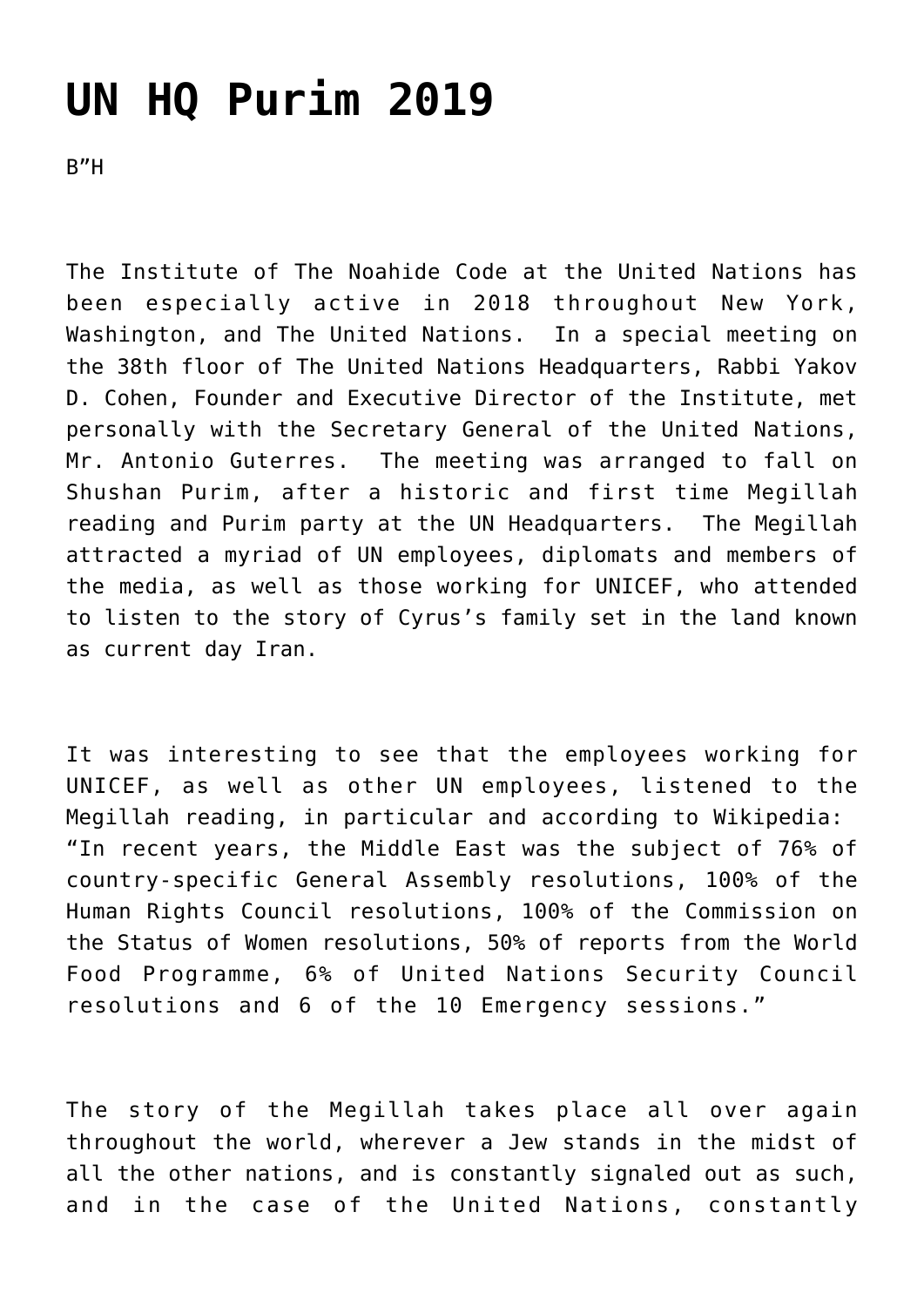# UN HQ Purim 2019

B"H

The Institute of The Noahide Code at the United Nations has been especially active in 2018 throughout New York, Washington, and The United Nations. In a special meeting on the 38th floor of The United Nations Headquarters, Rabbi Yakov D. Cohen, Founder and Executive Director of the Institute, met personally with the Secretary General of the United Nations, Mr. Antonio Guterres. The meeting was arranged to fall on Shushan Purim, after a historic and first time Megillah reading and Purim party at the UN Headquarters. The Megillah attracted a myriad of UN employees, diplomats and members of the media, as well as those working for UNICEF, who attended to listen to the story of Cyrus's family set in the land known as current day Iran.

It was interesting to see that the employees working for UNICEF, as well as other UN employees, listened to the Megillah reading, in particular and according to Wikipedia: "In recent years, the Middle East was the subject of 76% of country-specific General Assembly resolutions, 100% of the Human Rights Council resolutions, 100% of the Commission on the Status of Women resolutions, 50% of reports from the World Food Programme, 6% of United Nations Security Council resolutions and 6 of the 10 Emergency sessions."

The story of the Megillah takes place all over again throughout the world, wherever a Jew stands in the midst of all the other nations, and is constantly signaled out as such, and in the case of the United Nations, constantly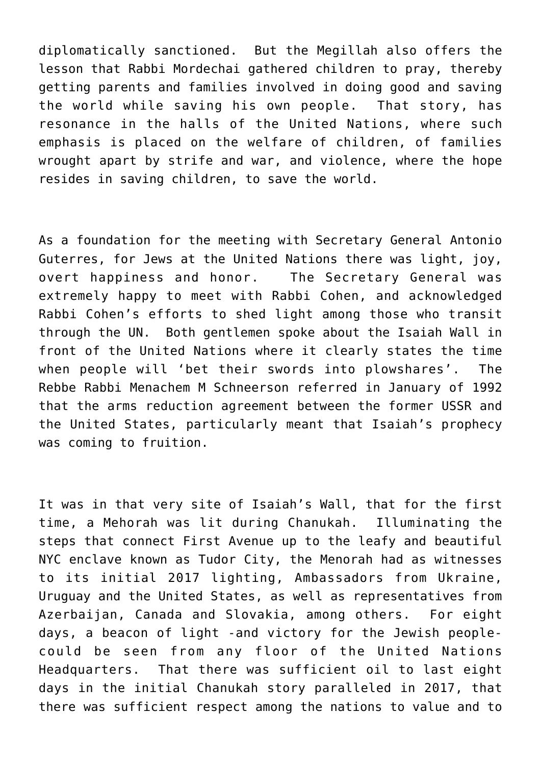diplomatically sanctioned. But the Megillah also offers the lesson that Rabbi Mordechai gathered children to pray, thereby getting parents and families involved in doing good and saving the world while saving his own people. That story, has resonance in the halls of the United Nations, where such emphasis is placed on the welfare of children, of families wrought apart by strife and war, and violence, where the hope resides in saving children, to save the world.

As a foundation for the meeting with Secretary General Antonio Guterres, for Jews at the United Nations there was light, joy, overt happiness and honor. The Secretary General was extremely happy to meet with Rabbi Cohen, and acknowledged Rabbi Cohen's efforts to shed light among those who transit through the UN. Both gentlemen spoke about the Isaiah Wall in front of the United Nations where it clearly states the time when people will 'bet their swords into plowshares'. The Rebbe Rabbi Menachem M Schneerson referred in January of 1992 that the arms reduction agreement between the former USSR and the United States, particularly meant that Isaiah's prophecy was coming to fruition.

It was in that very site of Isaiah's Wall, that for the first time, a Mehorah was lit during Chanukah. Illuminating the steps that connect First Avenue up to the leafy and beautiful NYC enclave known as Tudor City, the Menorah had as witnesses to its initial 2017 lighting, Ambassadors from Ukraine, Uruguay and the United States, as well as representatives from Azerbaijan, Canada and Slovakia, among others. For eight days, a beacon of light -and victory for the Jewish people- could be seen from any floor of the United Nations Headquarters. That there was sufficient oil to last eight days in the initial Chanukah story paralleled in 2017, that there was sufficient respect among the nations to value and to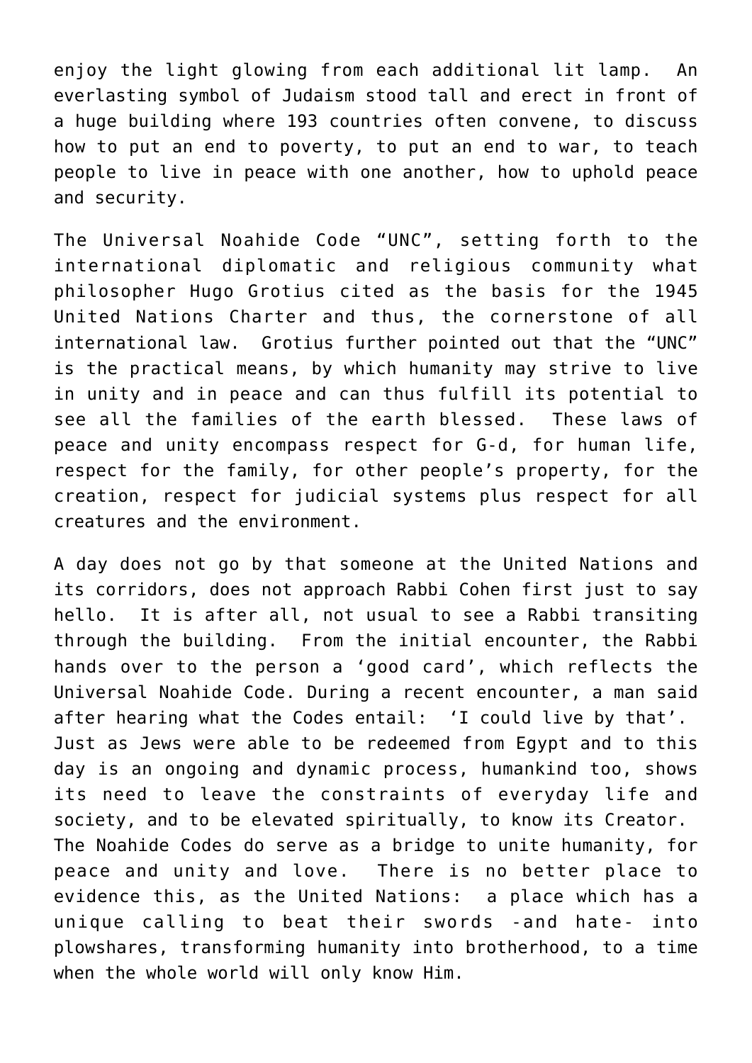enjoy the light glowing from each additional lit lamp. An everlasting symbol of Judaism stood tall and erect in front of a huge building where 193 countries often convene, to discuss how to put an end to poverty, to put an end to war, to teach people to live in peace with one another, how to uphold peace and security.

The Universal Noahide Code "UNC", setting forth to the international diplomatic and religious community what philosopher Hugo Grotius cited as the basis for the 1945 United Nations Charter and thus, the cornerstone of all international law. Grotius further pointed out that the "UNC" is the practical means, by which humanity may strive to live in unity and in peace and can thus fulfill its potential to see all the families of the earth blessed. These laws of peace and unity encompass respect for G-d, for human life, respect for the family, for other people's property, for the creation, respect for judicial systems plus respect for all creatures and the environment.

A day does not go by that someone at the United Nations and its corridors, does not approach Rabbi Cohen first just to say hello. It is after all, not usual to see a Rabbi transiting through the building. From the initial encounter, the Rabbi hands over to the person a 'good card', which reflects the Universal Noahide Code. During a recent encounter, a man said after hearing what the Codes entail: 'I could live by that'. Just as Jews were able to be redeemed from Egypt and to this day is an ongoing and dynamic process, humankind too, shows its need to leave the constraints of everyday life and society, and to be elevated spiritually, to know its Creator. The Noahide Codes do serve as a bridge to unite humanity, for peace and unity and love. There is no better place to evidence this, as the United Nations: a place which has a unique calling to beat their swords -and hate- into plowshares, transforming humanity into brotherhood, to a time when the whole world will only know Him.